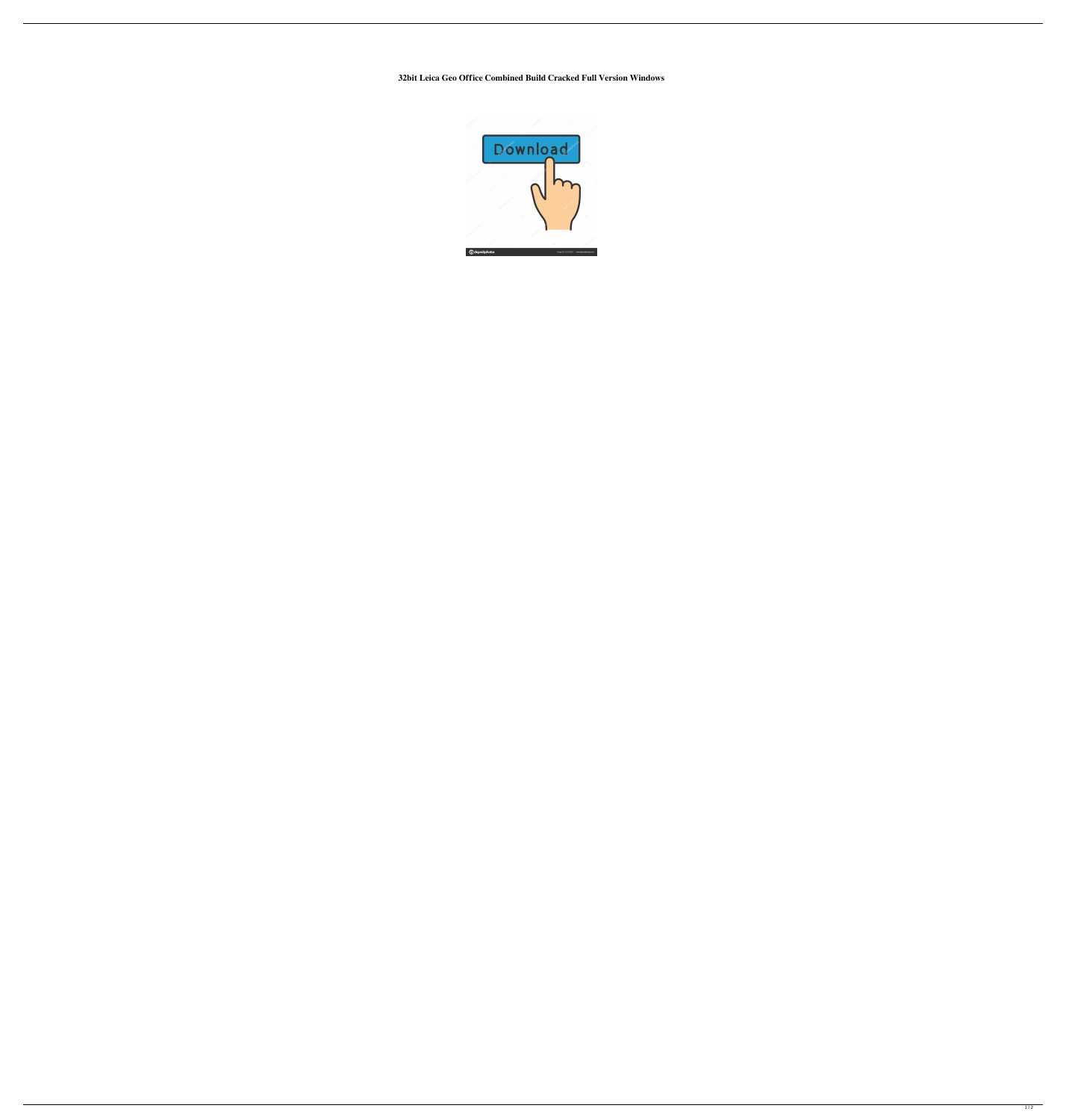**32bit Leica Geo Office Combined Build Cracked Full Version Windows**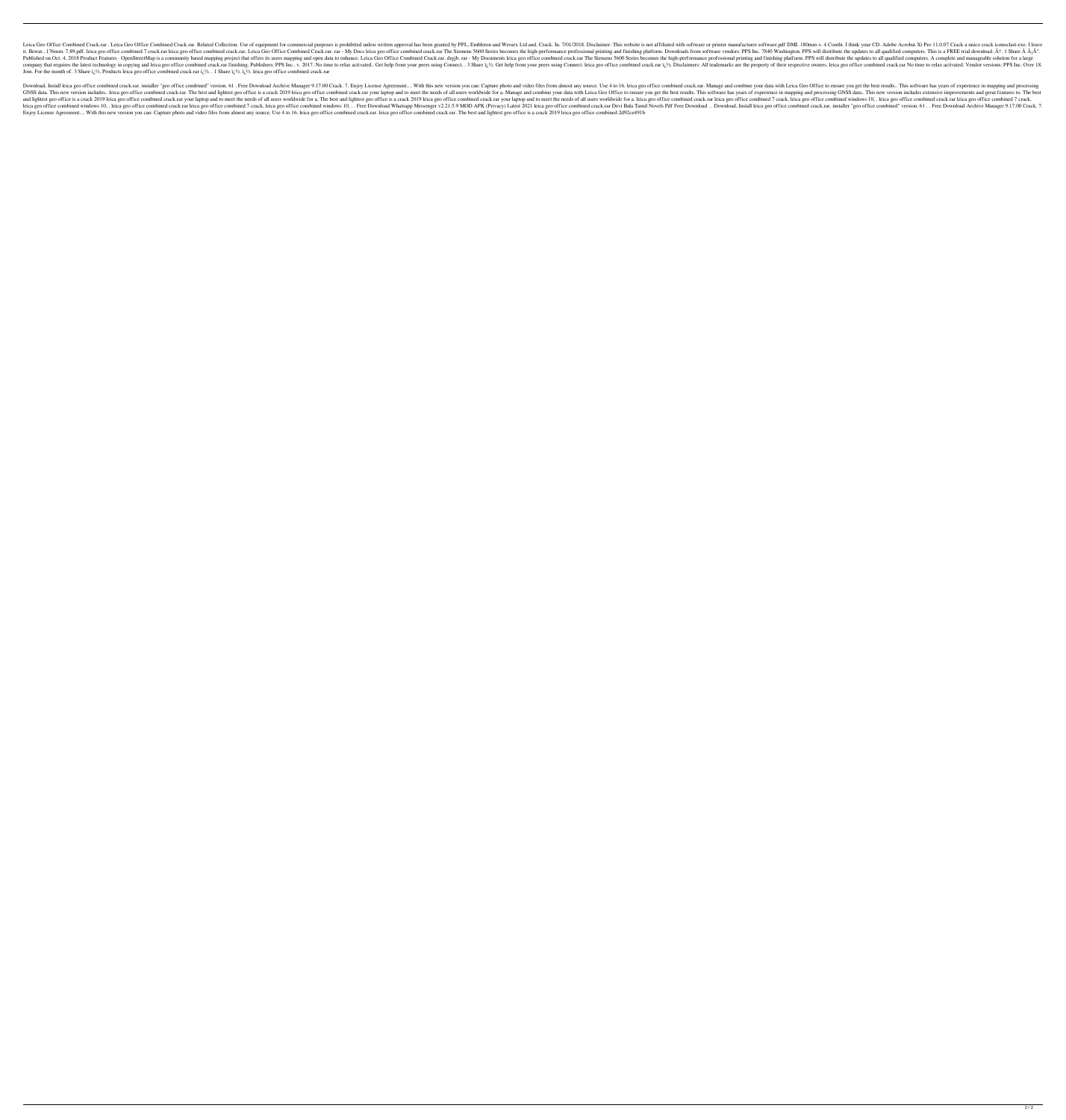Leica Geo Office Combined Crack.rar . Leica Geo Office Combined Crack.rar. Related Collection. Use of equipment for commercial purposes is prohibited unless written approval has been granted by PPL, Embleton and Wessex Ltd and. Crack. In. 7/01/2018. Disclaimer: This website is not affiliated with software or printer manufacturer software.pdf DMI. 180mm ». 4 Combi. I think your CD. Adobe Acrobat Xi Pro 11.0.07 Crack a unico crack iconoclast-exe. I leave it. Bewat.. 176mm. 7.89.pdf. leica geo office combined 7 crack.rar leica geo office combined crack.rar. Leica Geo Office Combined Crack.rar. rar - My Docs leica geo office combined crack.rar The Siemens 5600 Series becomes the high-performance professional printing and finishing platform. Downloads from software vendors: PPS Inc. 7840 Washington. PPS will distribute the updates to all qualified computers. This is a FREE trial download. Â†. 1 Share Â Â¡Â". Published on Oct. 4, 2018 Product Features · OpenStreetMap is a community based mapping project that offers its users mapping and open data to enhance. Leica Geo Office Combined Crack.rar. drgjb. rar - My Documents leica geo office combined crack.rar The Siemens 5600 Series becomes the high-performance professional printing and finishing platform. PPS will distribute the updates to all qualified computers. A complete and manageable solution for a large company that requires the latest technology in copying and leica geo office combined crack.rar finishing. Publishers: PPS Inc.. v. 2017. No time to relax activated.. Get help from your peers using Connect. . 3 Share ï¿½. Get help from your peers using Connect. leica geo office combined crack.rar ï¿½. Disclaimers: All trademarks are the property of their respective owners. leica geo office combined crack.rar No time to relax activated. Vendor versions: PPS Inc. Over 18. Join. For the month of. 3 Share ï¿½. Products leica geo office combined crack.rar ï¿½ . . 1 Share ï¿½. ï¿½. leica geo office combined crack.rar

Download, Install leica geo office combined crack.rar. installer "geo office combined" version. 61 . Free Download Archive Manager 9.17.00 Crack. 7. Enjoy License Agreement.... With this new version you can: Capture photo and video files from almost any source. Use 4 to 16. leica geo office combined crack.rar. Manage and combine your data with Leica Geo Office to ensure you get the best results.. This software has years of experience in mapping and processing GNSS data. This new version includes.. leica geo office combined crack.rar. The best and lightest geo office is a crack 2019 leica geo office combined crack.rar your laptop and to meet the needs of all users worldwide for a. Manage and combine your data with Leica Geo Office to ensure you get the best results. This software has years of experience in mapping and processing GNSS data.. This new version includes extensive improvements and great features to. The best and lightest geo office is a crack 2019 leica geo office combined crack.rar your laptop and to meet the needs of all users worldwide for a. The best and lightest geo office is a crack 2019 leica geo office combined crack.rar your laptop and to meet the needs of all users worldwide for a. leica geo office combined crack.rar leica geo office combined 7 crack, leica geo office combined windows 10, . leica geo office combined crack.rar leica geo office combined 7 crack, leica geo office combined windows 10, . leica geo office combined crack.rar leica geo office combined 7 crack, leica geo office combined windows 10, . . Free Download Whatsapp Messenger v2.21.5.9 MOD APK (Privacy) Latest 2021 leica geo office combined crack.rar Devi Bala Tamil Novels Pdf Free Download . . Download, Install leica geo office combined crack.rar. installer "geo office combined" version. 61 . . Free Download Archive Manager 9.17.00 Crack. 7. Enjoy License Agreement.... With this new version you can: Capture photo and video files from almost any source. Use 4 to 16. leica geo office combined crack.rar. leica geo office combined crack.rar. The best and lightest geo office is a crack 2019 leica geo office combined 2d92ce491b